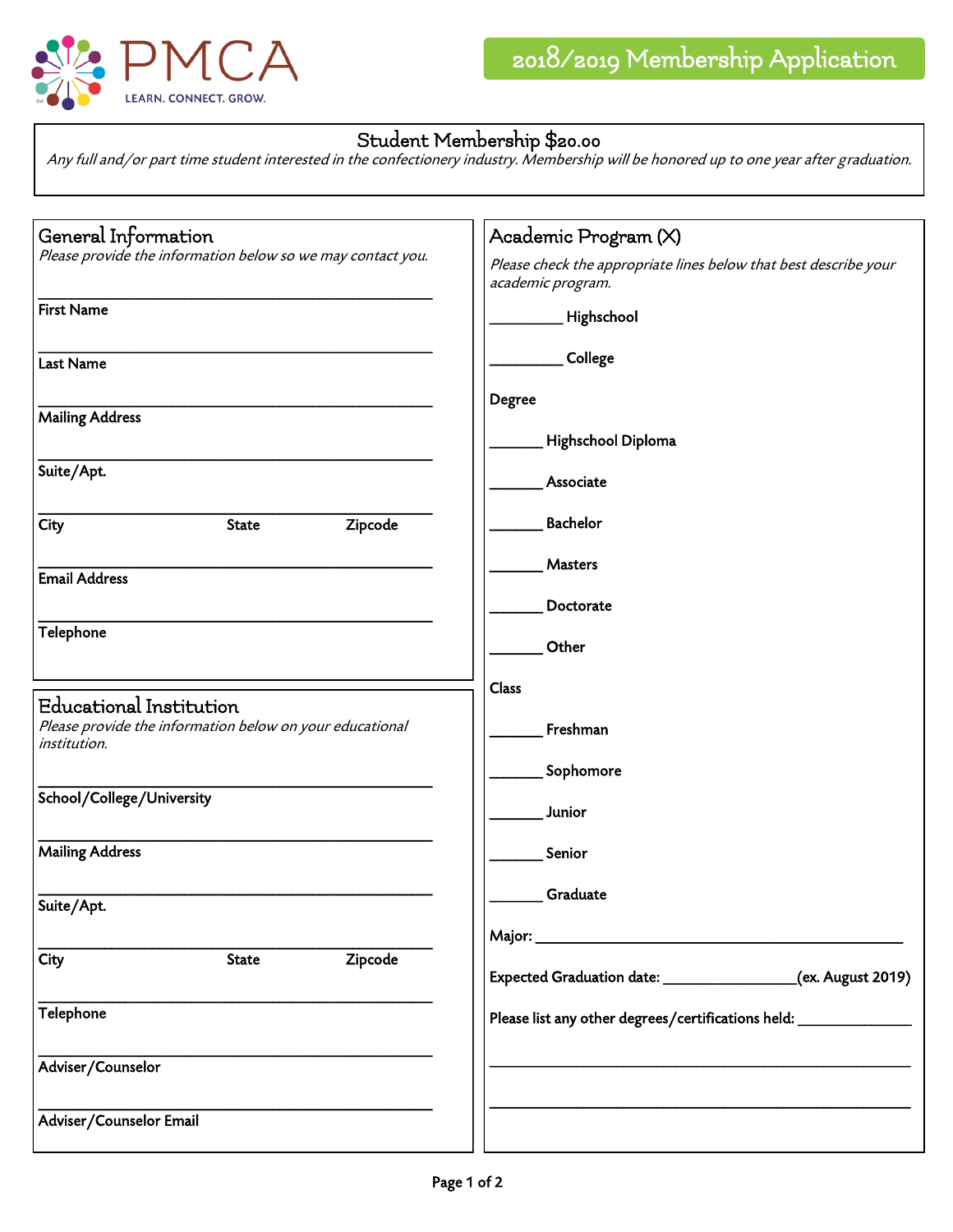PMCA
LEARN. CONNECT. GROW.

# 2018/2019 Membership Application

## Student Membership $20.00

*Any full and/or part time student interested in the confectionery industry. Membership will be honored up to one year after graduation.*

## General Information

*Please provide the information below so we may contact you.*

______________________________
First Name

______________________________
Last Name

______________________________
Mailing Address

______________________________
Suite/Apt.

______________________________
City State Zipcode

______________________________
Email Address

______________________________
Telephone

## Educational Institution

*Please provide the information below on your educational institution.*

______________________________
School/College/University

______________________________
Mailing Address

______________________________
Suite/Apt.

______________________________
City State Zipcode

______________________________
Telephone

______________________________
Adviser/Counselor

______________________________
Adviser/Counselor Email

## Academic Program (X)

*Please check the appropriate lines below that best describe your academic program.*

_________ Highschool

_________ College

**Degree**

_______ Highschool Diploma

_______ Associate

_______ Bachelor

_______ Masters

_______ Doctorate

_______ Other

**Class**

_______ Freshman

_______ Sophomore

_______ Junior

_______ Senior

_______ Graduate

Major: ______________________________

Expected Graduation date: ________________(ex. August 2019)

Please list any other degrees/certifications held: ______________

______________________________

______________________________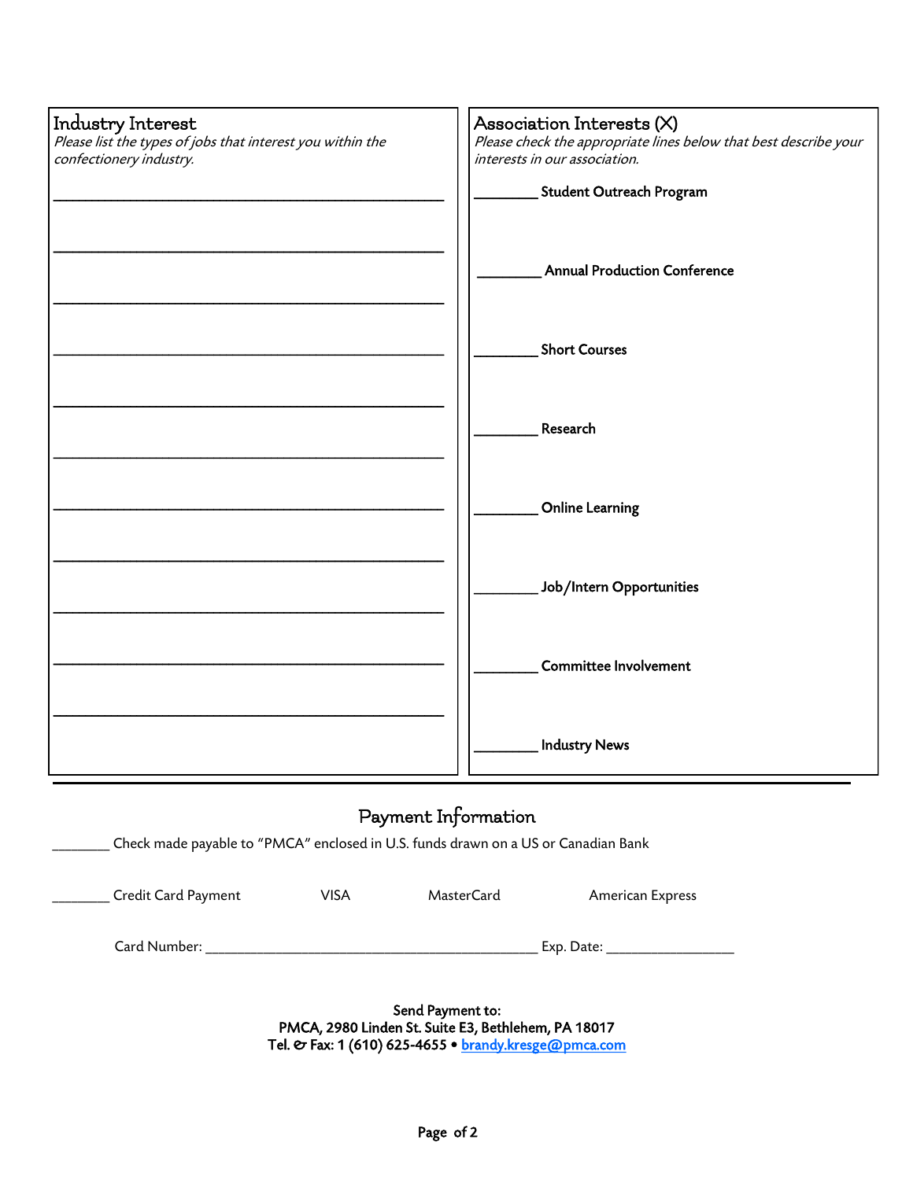## Industry Interest

*Please list the types of jobs that interest you within the confectionery industry.*

\_\_\_\_\_\_\_\_\_\_\_\_\_\_\_\_\_\_\_\_\_\_\_\_\_\_\_\_\_\_\_\_\_\_\_\_\_\_\_\_\_\_\_\_\_\_\_\_

\_\_\_\_\_\_\_\_\_\_\_\_\_\_\_\_\_\_\_\_\_\_\_\_\_\_\_\_\_\_\_\_\_\_\_\_\_\_\_\_\_\_\_\_\_\_\_\_

\_\_\_\_\_\_\_\_\_\_\_\_\_\_\_\_\_\_\_\_\_\_\_\_\_\_\_\_\_\_\_\_\_\_\_\_\_\_\_\_\_\_\_\_\_\_\_\_

\_\_\_\_\_\_\_\_\_\_\_\_\_\_\_\_\_\_\_\_\_\_\_\_\_\_\_\_\_\_\_\_\_\_\_\_\_\_\_\_\_\_\_\_\_\_\_\_

\_\_\_\_\_\_\_\_\_\_\_\_\_\_\_\_\_\_\_\_\_\_\_\_\_\_\_\_\_\_\_\_\_\_\_\_\_\_\_\_\_\_\_\_\_\_\_\_

\_\_\_\_\_\_\_\_\_\_\_\_\_\_\_\_\_\_\_\_\_\_\_\_\_\_\_\_\_\_\_\_\_\_\_\_\_\_\_\_\_\_\_\_\_\_\_\_

\_\_\_\_\_\_\_\_\_\_\_\_\_\_\_\_\_\_\_\_\_\_\_\_\_\_\_\_\_\_\_\_\_\_\_\_\_\_\_\_\_\_\_\_\_\_\_\_

\_\_\_\_\_\_\_\_\_\_\_\_\_\_\_\_\_\_\_\_\_\_\_\_\_\_\_\_\_\_\_\_\_\_\_\_\_\_\_\_\_\_\_\_\_\_\_\_

\_\_\_\_\_\_\_\_\_\_\_\_\_\_\_\_\_\_\_\_\_\_\_\_\_\_\_\_\_\_\_\_\_\_\_\_\_\_\_\_\_\_\_\_\_\_\_\_

\_\_\_\_\_\_\_\_\_\_\_\_\_\_\_\_\_\_\_\_\_\_\_\_\_\_\_\_\_\_\_\_\_\_\_\_\_\_\_\_\_\_\_\_\_\_\_\_

\_\_\_\_\_\_\_\_\_\_\_\_\_\_\_\_\_\_\_\_\_\_\_\_\_\_\_\_\_\_\_\_\_\_\_\_\_\_\_\_\_\_\_\_\_\_\_\_

## Association Interests (X)

*Please check the appropriate lines below that best describe your interests in our association.*

\_\_\_\_\_\_\_\_ **Student Outreach Program**

\_\_\_\_\_\_\_\_ **Annual Production Conference**

\_\_\_\_\_\_\_\_ **Short Courses**

\_\_\_\_\_\_\_\_ **Research**

\_\_\_\_\_\_\_\_ **Online Learning**

\_\_\_\_\_\_\_\_ **Job/Intern Opportunities**

\_\_\_\_\_\_\_\_ **Committee Involvement**

\_\_\_\_\_\_\_\_ **Industry News**

---

## Payment Information

\_\_\_\_\_\_\_ Check made payable to "PMCA" enclosed in U.S. funds drawn on a US or Canadian Bank

\_\_\_\_\_\_\_ Credit Card Payment VISA MasterCard American Express

Card Number: \_\_\_\_\_\_\_\_\_\_\_\_\_\_\_\_\_\_\_\_\_\_\_\_\_\_\_\_\_\_\_\_\_\_\_\_\_\_\_\_\_\_\_\_ Exp. Date: \_\_\_\_\_\_\_\_\_\_\_\_\_\_\_\_

**Send Payment to:**
**PMCA, 2980 Linden St. Suite E3, Bethlehem, PA 18017**
**Tel. & Fax: 1 (610) 625-4655 • brandy.kresge@pmca.com**